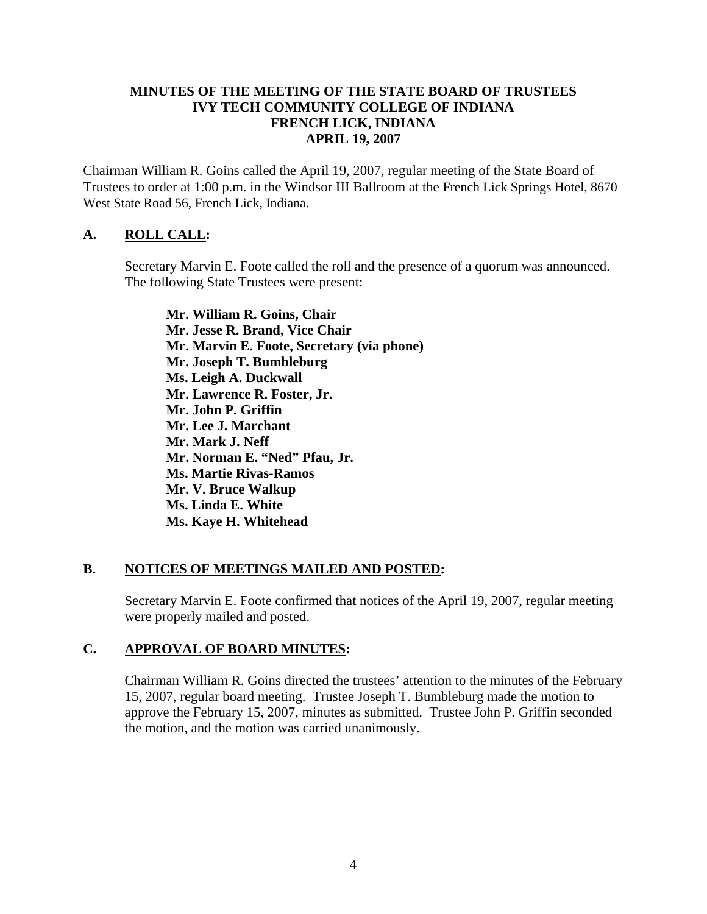# MINUTES OF THE MEETING OF THE STATE BOARD OF TRUSTEES
# IVY TECH COMMUNITY COLLEGE OF INDIANA
# FRENCH LICK, INDIANA
# APRIL 19, 2007

Chairman William R. Goins called the April 19, 2007, regular meeting of the State Board of Trustees to order at 1:00 p.m. in the Windsor III Ballroom at the French Lick Springs Hotel, 8670 West State Road 56, French Lick, Indiana.

## A. ROLL CALL:

Secretary Marvin E. Foote called the roll and the presence of a quorum was announced. The following State Trustees were present:

**Mr. William R. Goins, Chair**
**Mr. Jesse R. Brand, Vice Chair**
**Mr. Marvin E. Foote, Secretary (via phone)**
**Mr. Joseph T. Bumbleburg**
**Ms. Leigh A. Duckwall**
**Mr. Lawrence R. Foster, Jr.**
**Mr. John P. Griffin**
**Mr. Lee J. Marchant**
**Mr. Mark J. Neff**
**Mr. Norman E. "Ned" Pfau, Jr.**
**Ms. Martie Rivas-Ramos**
**Mr. V. Bruce Walkup**
**Ms. Linda E. White**
**Ms. Kaye H. Whitehead**

## B. NOTICES OF MEETINGS MAILED AND POSTED:

Secretary Marvin E. Foote confirmed that notices of the April 19, 2007, regular meeting were properly mailed and posted.

## C. APPROVAL OF BOARD MINUTES:

Chairman William R. Goins directed the trustees' attention to the minutes of the February 15, 2007, regular board meeting. Trustee Joseph T. Bumbleburg made the motion to approve the February 15, 2007, minutes as submitted. Trustee John P. Griffin seconded the motion, and the motion was carried unanimously.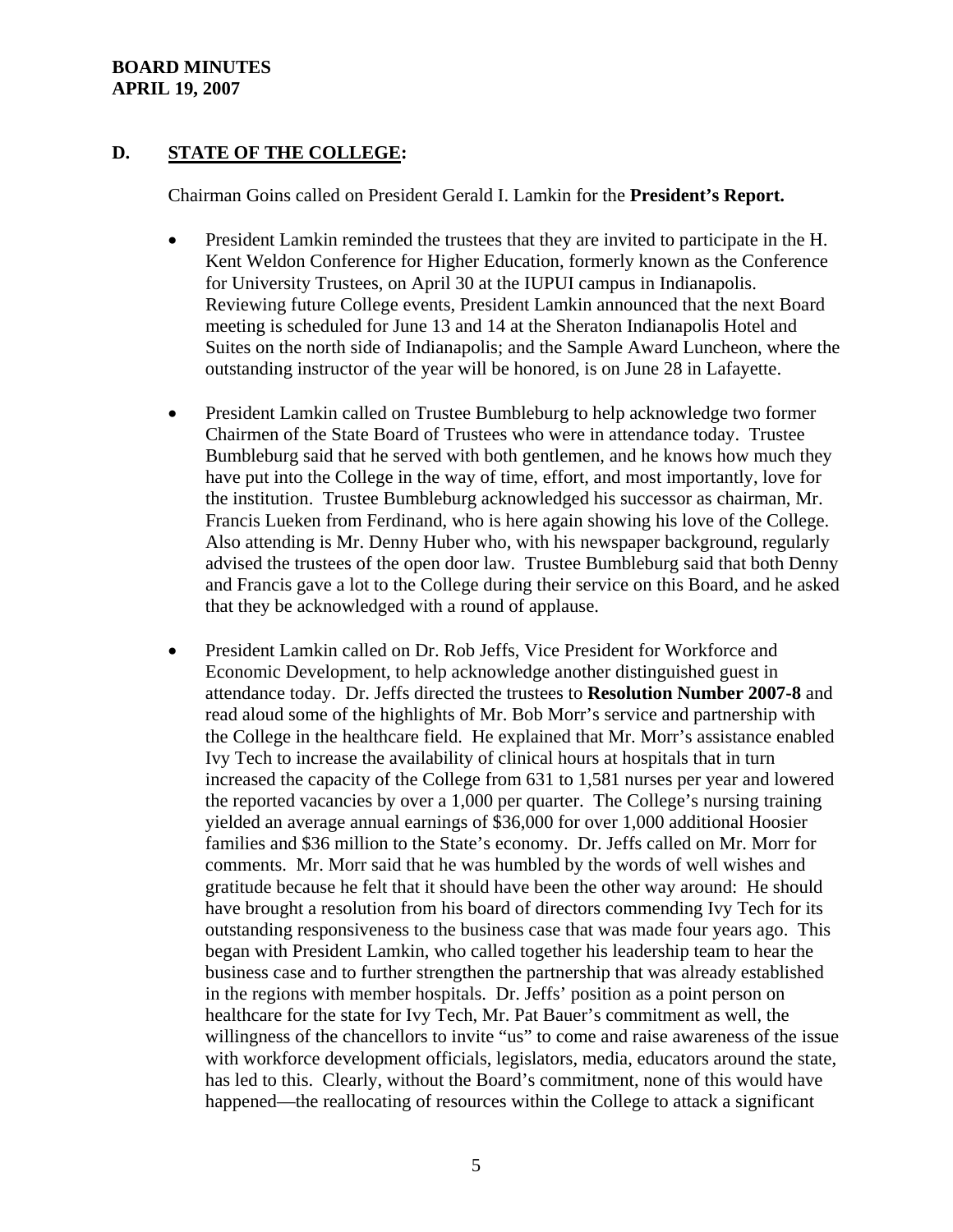## D. STATE OF THE COLLEGE:

Chairman Goins called on President Gerald I. Lamkin for the **President's Report.**

- President Lamkin reminded the trustees that they are invited to participate in the H. Kent Weldon Conference for Higher Education, formerly known as the Conference for University Trustees, on April 30 at the IUPUI campus in Indianapolis. Reviewing future College events, President Lamkin announced that the next Board meeting is scheduled for June 13 and 14 at the Sheraton Indianapolis Hotel and Suites on the north side of Indianapolis; and the Sample Award Luncheon, where the outstanding instructor of the year will be honored, is on June 28 in Lafayette.

- President Lamkin called on Trustee Bumbleburg to help acknowledge two former Chairmen of the State Board of Trustees who were in attendance today. Trustee Bumbleburg said that he served with both gentlemen, and he knows how much they have put into the College in the way of time, effort, and most importantly, love for the institution. Trustee Bumbleburg acknowledged his successor as chairman, Mr. Francis Lueken from Ferdinand, who is here again showing his love of the College. Also attending is Mr. Denny Huber who, with his newspaper background, regularly advised the trustees of the open door law. Trustee Bumbleburg said that both Denny and Francis gave a lot to the College during their service on this Board, and he asked that they be acknowledged with a round of applause.

- President Lamkin called on Dr. Rob Jeffs, Vice President for Workforce and Economic Development, to help acknowledge another distinguished guest in attendance today. Dr. Jeffs directed the trustees to **Resolution Number 2007-8** and read aloud some of the highlights of Mr. Bob Morr's service and partnership with the College in the healthcare field. He explained that Mr. Morr's assistance enabled Ivy Tech to increase the availability of clinical hours at hospitals that in turn increased the capacity of the College from 631 to 1,581 nurses per year and lowered the reported vacancies by over a 1,000 per quarter. The College's nursing training yielded an average annual earnings of $36,000 for over 1,000 additional Hoosier families and $36 million to the State's economy. Dr. Jeffs called on Mr. Morr for comments. Mr. Morr said that he was humbled by the words of well wishes and gratitude because he felt that it should have been the other way around: He should have brought a resolution from his board of directors commending Ivy Tech for its outstanding responsiveness to the business case that was made four years ago. This began with President Lamkin, who called together his leadership team to hear the business case and to further strengthen the partnership that was already established in the regions with member hospitals. Dr. Jeffs' position as a point person on healthcare for the state for Ivy Tech, Mr. Pat Bauer's commitment as well, the willingness of the chancellors to invite "us" to come and raise awareness of the issue with workforce development officials, legislators, media, educators around the state, has led to this. Clearly, without the Board's commitment, none of this would have happened—the reallocating of resources within the College to attack a significant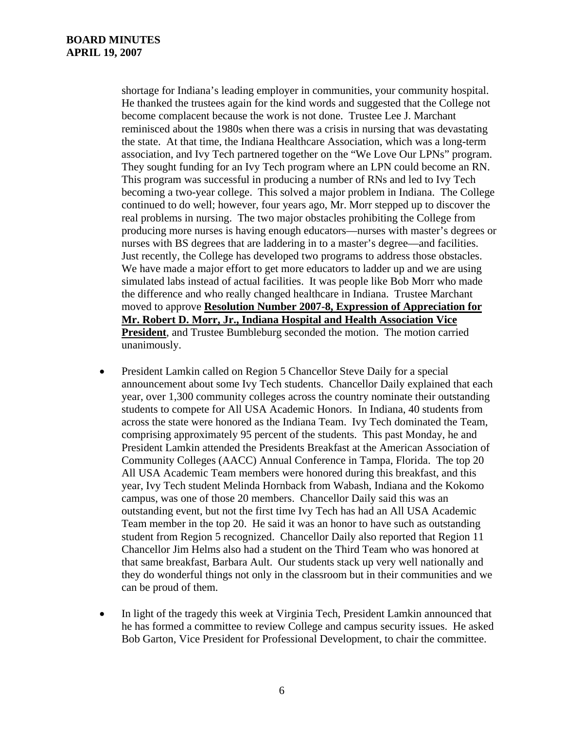shortage for Indiana's leading employer in communities, your community hospital. He thanked the trustees again for the kind words and suggested that the College not become complacent because the work is not done. Trustee Lee J. Marchant reminisced about the 1980s when there was a crisis in nursing that was devastating the state. At that time, the Indiana Healthcare Association, which was a long-term association, and Ivy Tech partnered together on the "We Love Our LPNs" program. They sought funding for an Ivy Tech program where an LPN could become an RN. This program was successful in producing a number of RNs and led to Ivy Tech becoming a two-year college. This solved a major problem in Indiana. The College continued to do well; however, four years ago, Mr. Morr stepped up to discover the real problems in nursing. The two major obstacles prohibiting the College from producing more nurses is having enough educators—nurses with master's degrees or nurses with BS degrees that are laddering in to a master's degree—and facilities. Just recently, the College has developed two programs to address those obstacles. We have made a major effort to get more educators to ladder up and we are using simulated labs instead of actual facilities. It was people like Bob Morr who made the difference and who really changed healthcare in Indiana. Trustee Marchant moved to approve **Resolution Number 2007-8, Expression of Appreciation for Mr. Robert D. Morr, Jr., Indiana Hospital and Health Association Vice President**, and Trustee Bumbleburg seconded the motion. The motion carried unanimously.

- President Lamkin called on Region 5 Chancellor Steve Daily for a special announcement about some Ivy Tech students. Chancellor Daily explained that each year, over 1,300 community colleges across the country nominate their outstanding students to compete for All USA Academic Honors. In Indiana, 40 students from across the state were honored as the Indiana Team. Ivy Tech dominated the Team, comprising approximately 95 percent of the students. This past Monday, he and President Lamkin attended the Presidents Breakfast at the American Association of Community Colleges (AACC) Annual Conference in Tampa, Florida. The top 20 All USA Academic Team members were honored during this breakfast, and this year, Ivy Tech student Melinda Hornback from Wabash, Indiana and the Kokomo campus, was one of those 20 members. Chancellor Daily said this was an outstanding event, but not the first time Ivy Tech has had an All USA Academic Team member in the top 20. He said it was an honor to have such as outstanding student from Region 5 recognized. Chancellor Daily also reported that Region 11 Chancellor Jim Helms also had a student on the Third Team who was honored at that same breakfast, Barbara Ault. Our students stack up very well nationally and they do wonderful things not only in the classroom but in their communities and we can be proud of them.

- In light of the tragedy this week at Virginia Tech, President Lamkin announced that he has formed a committee to review College and campus security issues. He asked Bob Garton, Vice President for Professional Development, to chair the committee.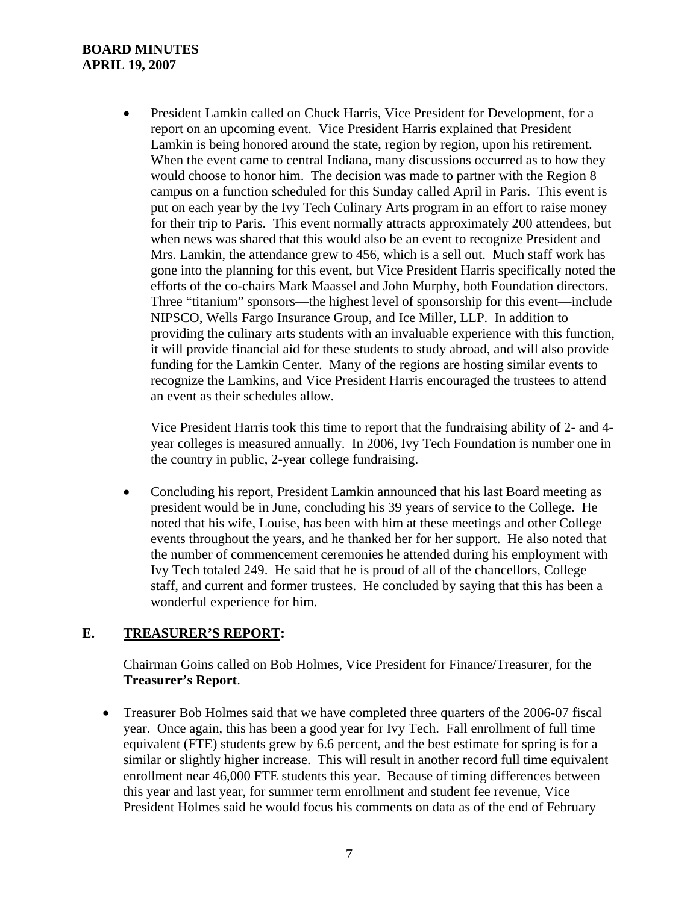- President Lamkin called on Chuck Harris, Vice President for Development, for a report on an upcoming event. Vice President Harris explained that President Lamkin is being honored around the state, region by region, upon his retirement. When the event came to central Indiana, many discussions occurred as to how they would choose to honor him. The decision was made to partner with the Region 8 campus on a function scheduled for this Sunday called April in Paris. This event is put on each year by the Ivy Tech Culinary Arts program in an effort to raise money for their trip to Paris. This event normally attracts approximately 200 attendees, but when news was shared that this would also be an event to recognize President and Mrs. Lamkin, the attendance grew to 456, which is a sell out. Much staff work has gone into the planning for this event, but Vice President Harris specifically noted the efforts of the co-chairs Mark Maassel and John Murphy, both Foundation directors. Three "titanium" sponsors—the highest level of sponsorship for this event—include NIPSCO, Wells Fargo Insurance Group, and Ice Miller, LLP. In addition to providing the culinary arts students with an invaluable experience with this function, it will provide financial aid for these students to study abroad, and will also provide funding for the Lamkin Center. Many of the regions are hosting similar events to recognize the Lamkins, and Vice President Harris encouraged the trustees to attend an event as their schedules allow.

  Vice President Harris took this time to report that the fundraising ability of 2- and 4-year colleges is measured annually. In 2006, Ivy Tech Foundation is number one in the country in public, 2-year college fundraising.

- Concluding his report, President Lamkin announced that his last Board meeting as president would be in June, concluding his 39 years of service to the College. He noted that his wife, Louise, has been with him at these meetings and other College events throughout the years, and he thanked her for her support. He also noted that the number of commencement ceremonies he attended during his employment with Ivy Tech totaled 249. He said that he is proud of all of the chancellors, College staff, and current and former trustees. He concluded by saying that this has been a wonderful experience for him.

## E. TREASURER'S REPORT:

Chairman Goins called on Bob Holmes, Vice President for Finance/Treasurer, for the **Treasurer's Report**.

- Treasurer Bob Holmes said that we have completed three quarters of the 2006-07 fiscal year. Once again, this has been a good year for Ivy Tech. Fall enrollment of full time equivalent (FTE) students grew by 6.6 percent, and the best estimate for spring is for a similar or slightly higher increase. This will result in another record full time equivalent enrollment near 46,000 FTE students this year. Because of timing differences between this year and last year, for summer term enrollment and student fee revenue, Vice President Holmes said he would focus his comments on data as of the end of February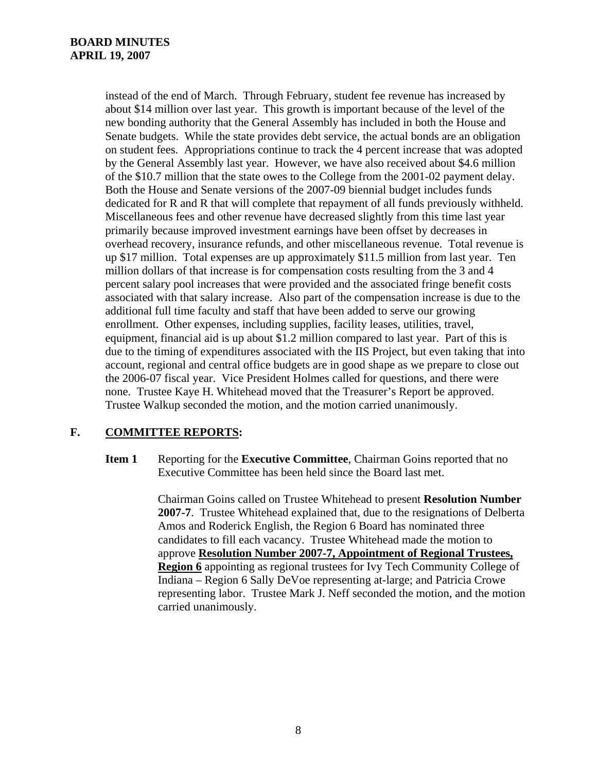instead of the end of March. Through February, student fee revenue has increased by about $14 million over last year. This growth is important because of the level of the new bonding authority that the General Assembly has included in both the House and Senate budgets. While the state provides debt service, the actual bonds are an obligation on student fees. Appropriations continue to track the 4 percent increase that was adopted by the General Assembly last year. However, we have also received about $4.6 million of the $10.7 million that the state owes to the College from the 2001-02 payment delay. Both the House and Senate versions of the 2007-09 biennial budget includes funds dedicated for R and R that will complete that repayment of all funds previously withheld. Miscellaneous fees and other revenue have decreased slightly from this time last year primarily because improved investment earnings have been offset by decreases in overhead recovery, insurance refunds, and other miscellaneous revenue. Total revenue is up $17 million. Total expenses are up approximately $11.5 million from last year. Ten million dollars of that increase is for compensation costs resulting from the 3 and 4 percent salary pool increases that were provided and the associated fringe benefit costs associated with that salary increase. Also part of the compensation increase is due to the additional full time faculty and staff that have been added to serve our growing enrollment. Other expenses, including supplies, facility leases, utilities, travel, equipment, financial aid is up about $1.2 million compared to last year. Part of this is due to the timing of expenditures associated with the IIS Project, but even taking that into account, regional and central office budgets are in good shape as we prepare to close out the 2006-07 fiscal year. Vice President Holmes called for questions, and there were none. Trustee Kaye H. Whitehead moved that the Treasurer's Report be approved. Trustee Walkup seconded the motion, and the motion carried unanimously.

## F. COMMITTEE REPORTS:

**Item 1** Reporting for the **Executive Committee**, Chairman Goins reported that no Executive Committee has been held since the Board last met.

Chairman Goins called on Trustee Whitehead to present **Resolution Number 2007-7**. Trustee Whitehead explained that, due to the resignations of Delberta Amos and Roderick English, the Region 6 Board has nominated three candidates to fill each vacancy. Trustee Whitehead made the motion to approve **Resolution Number 2007-7, Appointment of Regional Trustees, Region 6** appointing as regional trustees for Ivy Tech Community College of Indiana – Region 6 Sally DeVoe representing at-large; and Patricia Crowe representing labor. Trustee Mark J. Neff seconded the motion, and the motion carried unanimously.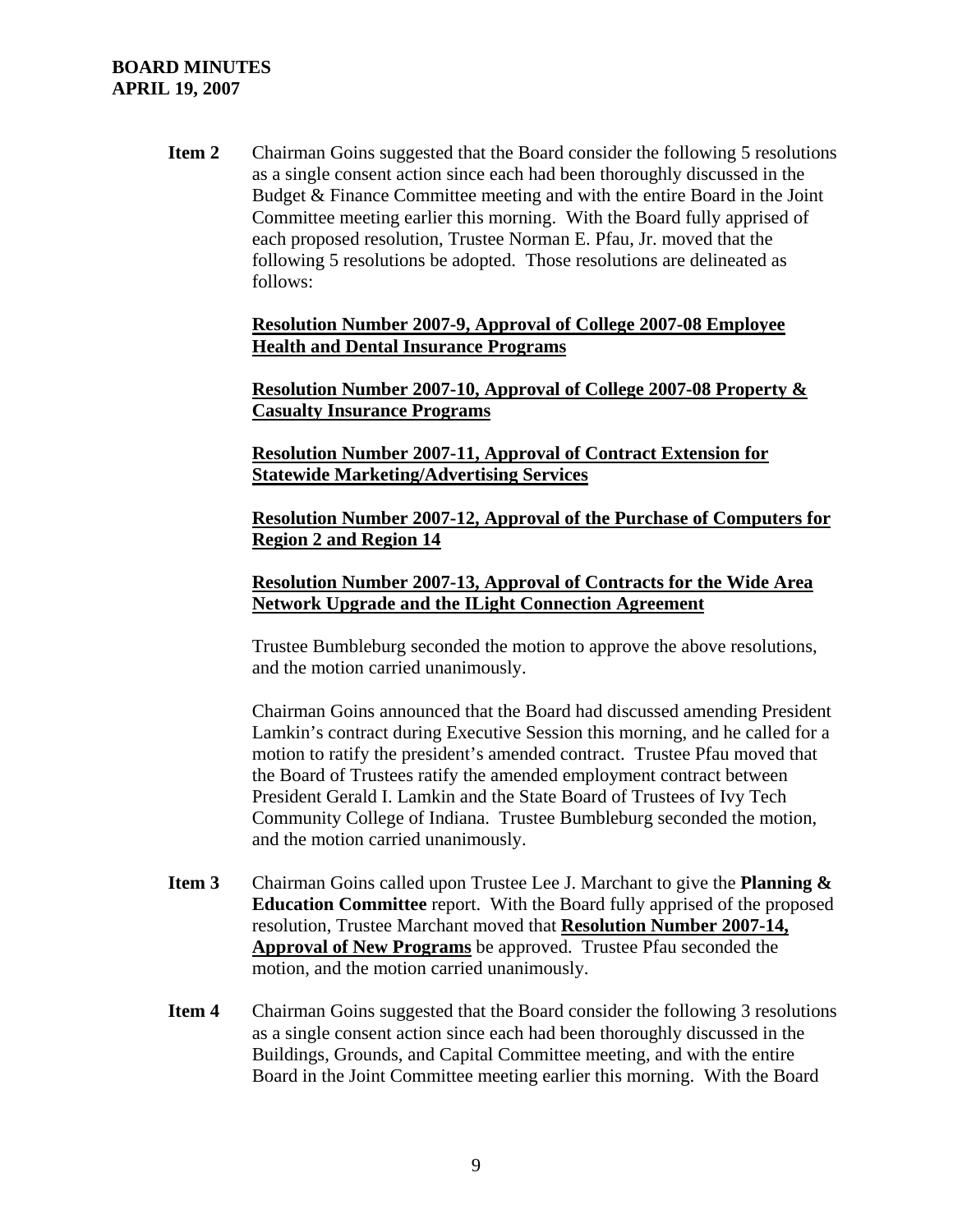**Item 2** Chairman Goins suggested that the Board consider the following 5 resolutions as a single consent action since each had been thoroughly discussed in the Budget & Finance Committee meeting and with the entire Board in the Joint Committee meeting earlier this morning. With the Board fully apprised of each proposed resolution, Trustee Norman E. Pfau, Jr. moved that the following 5 resolutions be adopted. Those resolutions are delineated as follows:

**Resolution Number 2007-9, Approval of College 2007-08 Employee Health and Dental Insurance Programs**

**Resolution Number 2007-10, Approval of College 2007-08 Property & Casualty Insurance Programs**

**Resolution Number 2007-11, Approval of Contract Extension for Statewide Marketing/Advertising Services**

**Resolution Number 2007-12, Approval of the Purchase of Computers for Region 2 and Region 14**

**Resolution Number 2007-13, Approval of Contracts for the Wide Area Network Upgrade and the ILight Connection Agreement**

Trustee Bumbleburg seconded the motion to approve the above resolutions, and the motion carried unanimously.

Chairman Goins announced that the Board had discussed amending President Lamkin's contract during Executive Session this morning, and he called for a motion to ratify the president's amended contract. Trustee Pfau moved that the Board of Trustees ratify the amended employment contract between President Gerald I. Lamkin and the State Board of Trustees of Ivy Tech Community College of Indiana. Trustee Bumbleburg seconded the motion, and the motion carried unanimously.

**Item 3** Chairman Goins called upon Trustee Lee J. Marchant to give the **Planning & Education Committee** report. With the Board fully apprised of the proposed resolution, Trustee Marchant moved that **Resolution Number 2007-14, Approval of New Programs** be approved. Trustee Pfau seconded the motion, and the motion carried unanimously.

**Item 4** Chairman Goins suggested that the Board consider the following 3 resolutions as a single consent action since each had been thoroughly discussed in the Buildings, Grounds, and Capital Committee meeting, and with the entire Board in the Joint Committee meeting earlier this morning. With the Board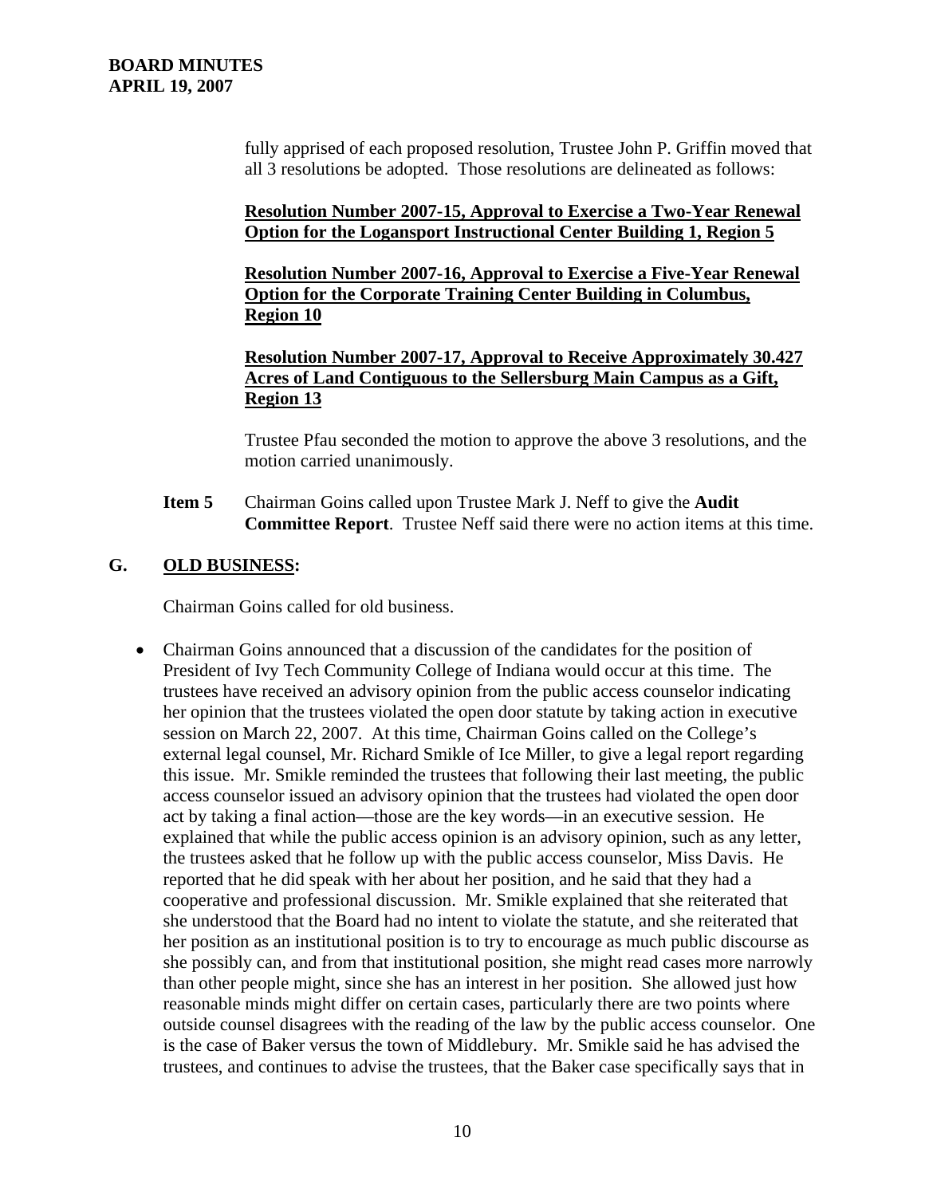fully apprised of each proposed resolution, Trustee John P. Griffin moved that all 3 resolutions be adopted. Those resolutions are delineated as follows:

**<u>Resolution Number 2007-15, Approval to Exercise a Two-Year Renewal Option for the Logansport Instructional Center Building 1, Region 5</u>**

**<u>Resolution Number 2007-16, Approval to Exercise a Five-Year Renewal Option for the Corporate Training Center Building in Columbus, Region 10</u>**

**<u>Resolution Number 2007-17, Approval to Receive Approximately 30.427 Acres of Land Contiguous to the Sellersburg Main Campus as a Gift, Region 13</u>**

Trustee Pfau seconded the motion to approve the above 3 resolutions, and the motion carried unanimously.

**Item 5** Chairman Goins called upon Trustee Mark J. Neff to give the **Audit Committee Report**. Trustee Neff said there were no action items at this time.

## G. <u>OLD BUSINESS</u>:

Chairman Goins called for old business.

- Chairman Goins announced that a discussion of the candidates for the position of President of Ivy Tech Community College of Indiana would occur at this time. The trustees have received an advisory opinion from the public access counselor indicating her opinion that the trustees violated the open door statute by taking action in executive session on March 22, 2007. At this time, Chairman Goins called on the College's external legal counsel, Mr. Richard Smikle of Ice Miller, to give a legal report regarding this issue. Mr. Smikle reminded the trustees that following their last meeting, the public access counselor issued an advisory opinion that the trustees had violated the open door act by taking a final action—those are the key words—in an executive session. He explained that while the public access opinion is an advisory opinion, such as any letter, the trustees asked that he follow up with the public access counselor, Miss Davis. He reported that he did speak with her about her position, and he said that they had a cooperative and professional discussion. Mr. Smikle explained that she reiterated that she understood that the Board had no intent to violate the statute, and she reiterated that her position as an institutional position is to try to encourage as much public discourse as she possibly can, and from that institutional position, she might read cases more narrowly than other people might, since she has an interest in her position. She allowed just how reasonable minds might differ on certain cases, particularly there are two points where outside counsel disagrees with the reading of the law by the public access counselor. One is the case of Baker versus the town of Middlebury. Mr. Smikle said he has advised the trustees, and continues to advise the trustees, that the Baker case specifically says that in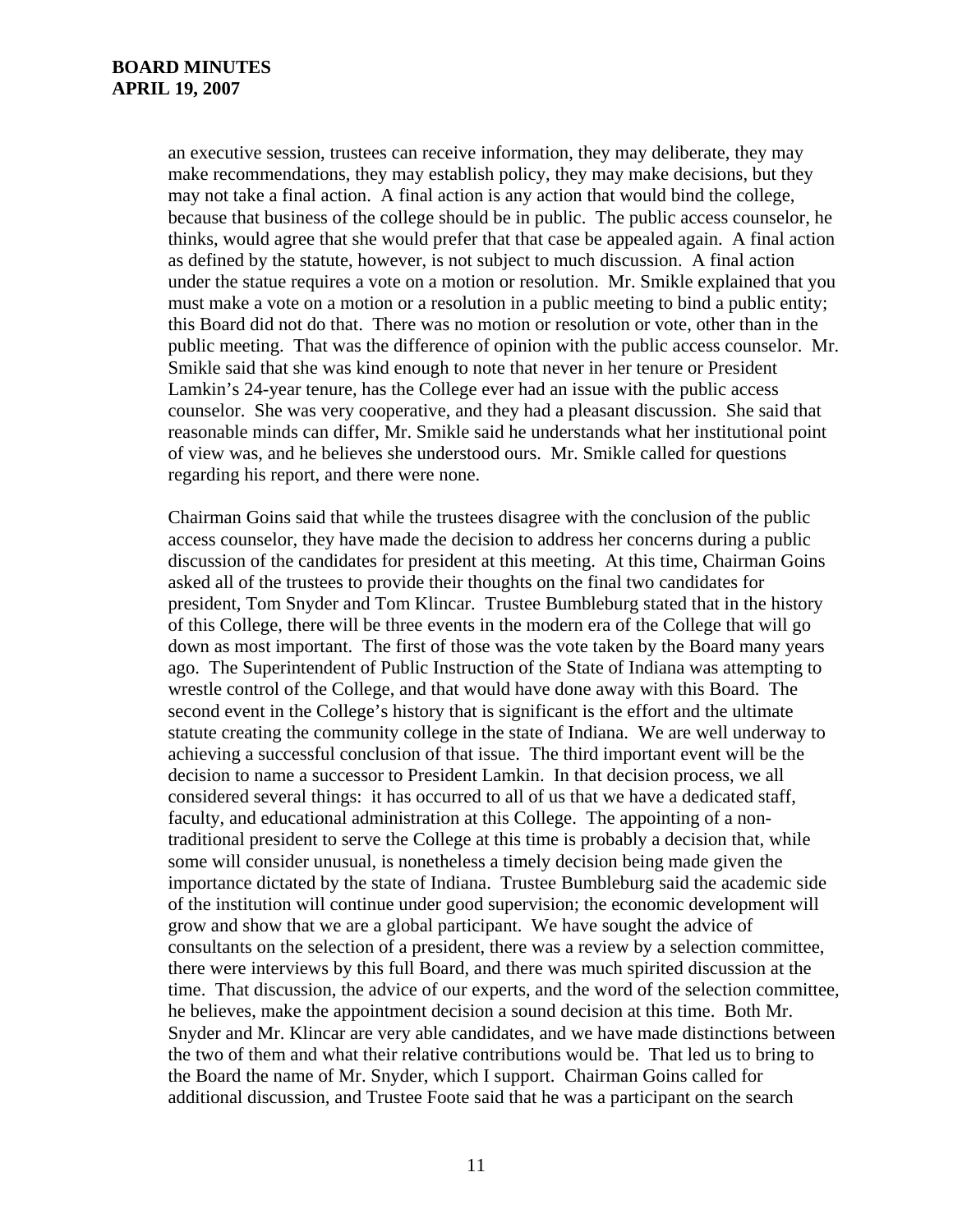an executive session, trustees can receive information, they may deliberate, they may make recommendations, they may establish policy, they may make decisions, but they may not take a final action. A final action is any action that would bind the college, because that business of the college should be in public. The public access counselor, he thinks, would agree that she would prefer that that case be appealed again. A final action as defined by the statute, however, is not subject to much discussion. A final action under the statue requires a vote on a motion or resolution. Mr. Smikle explained that you must make a vote on a motion or a resolution in a public meeting to bind a public entity; this Board did not do that. There was no motion or resolution or vote, other than in the public meeting. That was the difference of opinion with the public access counselor. Mr. Smikle said that she was kind enough to note that never in her tenure or President Lamkin's 24-year tenure, has the College ever had an issue with the public access counselor. She was very cooperative, and they had a pleasant discussion. She said that reasonable minds can differ, Mr. Smikle said he understands what her institutional point of view was, and he believes she understood ours. Mr. Smikle called for questions regarding his report, and there were none.

Chairman Goins said that while the trustees disagree with the conclusion of the public access counselor, they have made the decision to address her concerns during a public discussion of the candidates for president at this meeting. At this time, Chairman Goins asked all of the trustees to provide their thoughts on the final two candidates for president, Tom Snyder and Tom Klincar. Trustee Bumbleburg stated that in the history of this College, there will be three events in the modern era of the College that will go down as most important. The first of those was the vote taken by the Board many years ago. The Superintendent of Public Instruction of the State of Indiana was attempting to wrestle control of the College, and that would have done away with this Board. The second event in the College's history that is significant is the effort and the ultimate statute creating the community college in the state of Indiana. We are well underway to achieving a successful conclusion of that issue. The third important event will be the decision to name a successor to President Lamkin. In that decision process, we all considered several things: it has occurred to all of us that we have a dedicated staff, faculty, and educational administration at this College. The appointing of a non-traditional president to serve the College at this time is probably a decision that, while some will consider unusual, is nonetheless a timely decision being made given the importance dictated by the state of Indiana. Trustee Bumbleburg said the academic side of the institution will continue under good supervision; the economic development will grow and show that we are a global participant. We have sought the advice of consultants on the selection of a president, there was a review by a selection committee, there were interviews by this full Board, and there was much spirited discussion at the time. That discussion, the advice of our experts, and the word of the selection committee, he believes, make the appointment decision a sound decision at this time. Both Mr. Snyder and Mr. Klincar are very able candidates, and we have made distinctions between the two of them and what their relative contributions would be. That led us to bring to the Board the name of Mr. Snyder, which I support. Chairman Goins called for additional discussion, and Trustee Foote said that he was a participant on the search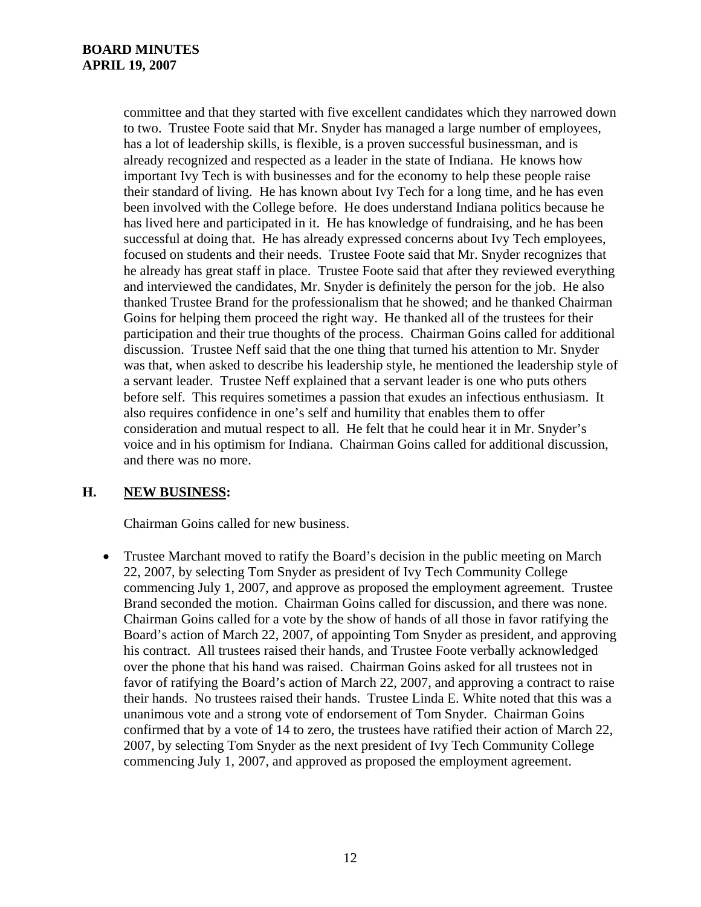committee and that they started with five excellent candidates which they narrowed down to two. Trustee Foote said that Mr. Snyder has managed a large number of employees, has a lot of leadership skills, is flexible, is a proven successful businessman, and is already recognized and respected as a leader in the state of Indiana. He knows how important Ivy Tech is with businesses and for the economy to help these people raise their standard of living. He has known about Ivy Tech for a long time, and he has even been involved with the College before. He does understand Indiana politics because he has lived here and participated in it. He has knowledge of fundraising, and he has been successful at doing that. He has already expressed concerns about Ivy Tech employees, focused on students and their needs. Trustee Foote said that Mr. Snyder recognizes that he already has great staff in place. Trustee Foote said that after they reviewed everything and interviewed the candidates, Mr. Snyder is definitely the person for the job. He also thanked Trustee Brand for the professionalism that he showed; and he thanked Chairman Goins for helping them proceed the right way. He thanked all of the trustees for their participation and their true thoughts of the process. Chairman Goins called for additional discussion. Trustee Neff said that the one thing that turned his attention to Mr. Snyder was that, when asked to describe his leadership style, he mentioned the leadership style of a servant leader. Trustee Neff explained that a servant leader is one who puts others before self. This requires sometimes a passion that exudes an infectious enthusiasm. It also requires confidence in one's self and humility that enables them to offer consideration and mutual respect to all. He felt that he could hear it in Mr. Snyder's voice and in his optimism for Indiana. Chairman Goins called for additional discussion, and there was no more.

## H. <u>NEW BUSINESS</u>:

Chairman Goins called for new business.

- Trustee Marchant moved to ratify the Board's decision in the public meeting on March 22, 2007, by selecting Tom Snyder as president of Ivy Tech Community College commencing July 1, 2007, and approve as proposed the employment agreement. Trustee Brand seconded the motion. Chairman Goins called for discussion, and there was none. Chairman Goins called for a vote by the show of hands of all those in favor ratifying the Board's action of March 22, 2007, of appointing Tom Snyder as president, and approving his contract. All trustees raised their hands, and Trustee Foote verbally acknowledged over the phone that his hand was raised. Chairman Goins asked for all trustees not in favor of ratifying the Board's action of March 22, 2007, and approving a contract to raise their hands. No trustees raised their hands. Trustee Linda E. White noted that this was a unanimous vote and a strong vote of endorsement of Tom Snyder. Chairman Goins confirmed that by a vote of 14 to zero, the trustees have ratified their action of March 22, 2007, by selecting Tom Snyder as the next president of Ivy Tech Community College commencing July 1, 2007, and approved as proposed the employment agreement.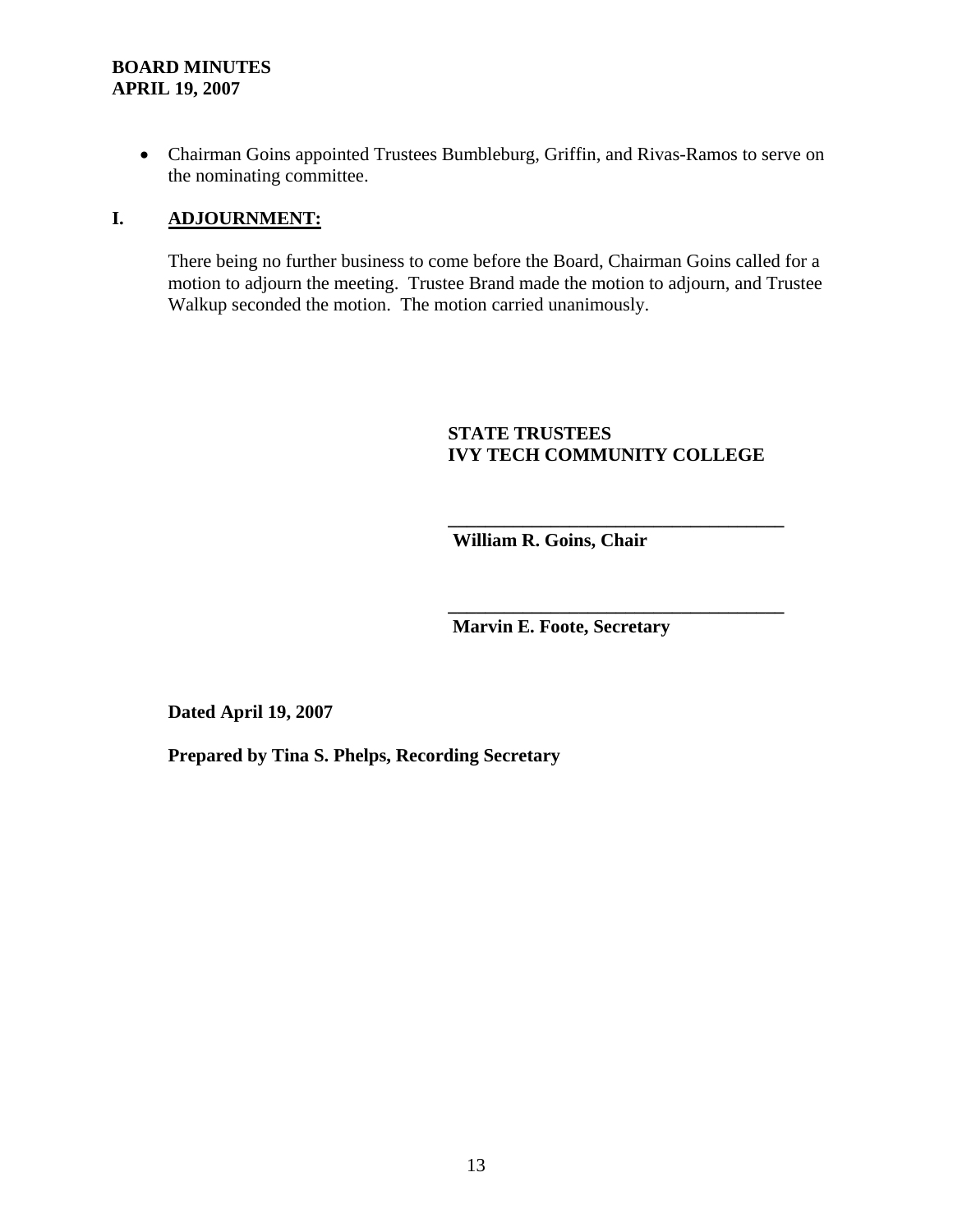- Chairman Goins appointed Trustees Bumbleburg, Griffin, and Rivas-Ramos to serve on the nominating committee.

## I. ADJOURNMENT:

There being no further business to come before the Board, Chairman Goins called for a motion to adjourn the meeting. Trustee Brand made the motion to adjourn, and Trustee Walkup seconded the motion. The motion carried unanimously.

**STATE TRUSTEES**
**IVY TECH COMMUNITY COLLEGE**

\_\_\_\_\_\_\_\_\_\_\_\_\_\_\_\_\_\_\_\_\_\_\_\_\_\_\_\_\_\_\_\_\_\_\_
**William R. Goins, Chair**

\_\_\_\_\_\_\_\_\_\_\_\_\_\_\_\_\_\_\_\_\_\_\_\_\_\_\_\_\_\_\_\_\_\_\_
**Marvin E. Foote, Secretary**

**Dated April 19, 2007**

**Prepared by Tina S. Phelps, Recording Secretary**